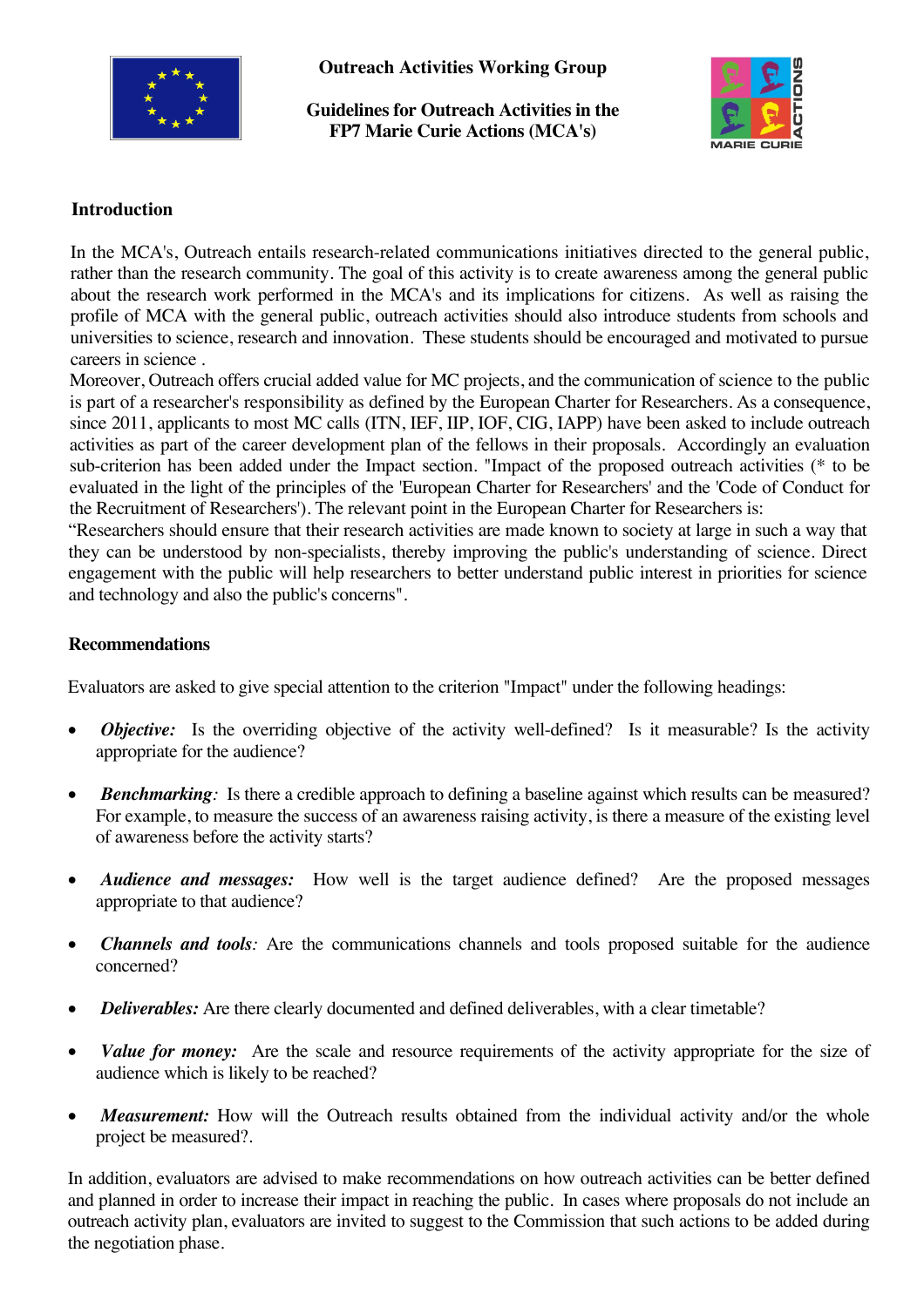**Outreach Activities Working Group**

**Guidelines for Outreach Activities in the FP7 Marie Curie Actions (MCA's)**

## Introduction

In the MCA's, Outreach entails research-related communications initiatives directed to the general public, rather than the research community. The goal of this activity is to create awareness among the general public about the research work performed in the MCA's and its implications for citizens. As well as raising the profile of MCA with the general public, outreach activities should also introduce students from schools and universities to science, research and innovation. These students should be encouraged and motivated to pursue careers in science .

Moreover, Outreach offers crucial added value for MC projects, and the communication of science to the public is part of a researcher's responsibility as defined by the European Charter for Researchers. As a consequence, since 2011, applicants to most MC calls (ITN, IEF, IIP, IOF, CIG, IAPP) have been asked to include outreach activities as part of the career development plan of the fellows in their proposals. Accordingly an evaluation sub-criterion has been added under the Impact section. "Impact of the proposed outreach activities (* to be evaluated in the light of the principles of the 'European Charter for Researchers' and the 'Code of Conduct for the Recruitment of Researchers'). The relevant point in the European Charter for Researchers is:

"Researchers should ensure that their research activities are made known to society at large in such a way that they can be understood by non-specialists, thereby improving the public's understanding of science. Direct engagement with the public will help researchers to better understand public interest in priorities for science and technology and also the public's concerns".

## Recommendations

Evaluators are asked to give special attention to the criterion "Impact" under the following headings:

- ***Objective:*** Is the overriding objective of the activity well-defined? Is it measurable? Is the activity appropriate for the audience?
- ***Benchmarking**:* Is there a credible approach to defining a baseline against which results can be measured? For example, to measure the success of an awareness raising activity, is there a measure of the existing level of awareness before the activity starts?
- ***Audience and messages:*** How well is the target audience defined? Are the proposed messages appropriate to that audience?
- ***Channels and tools**:* Are the communications channels and tools proposed suitable for the audience concerned?
- ***Deliverables:*** Are there clearly documented and defined deliverables, with a clear timetable?
- ***Value for money:*** Are the scale and resource requirements of the activity appropriate for the size of audience which is likely to be reached?
- ***Measurement:*** How will the Outreach results obtained from the individual activity and/or the whole project be measured?.

In addition, evaluators are advised to make recommendations on how outreach activities can be better defined and planned in order to increase their impact in reaching the public. In cases where proposals do not include an outreach activity plan, evaluators are invited to suggest to the Commission that such actions to be added during the negotiation phase.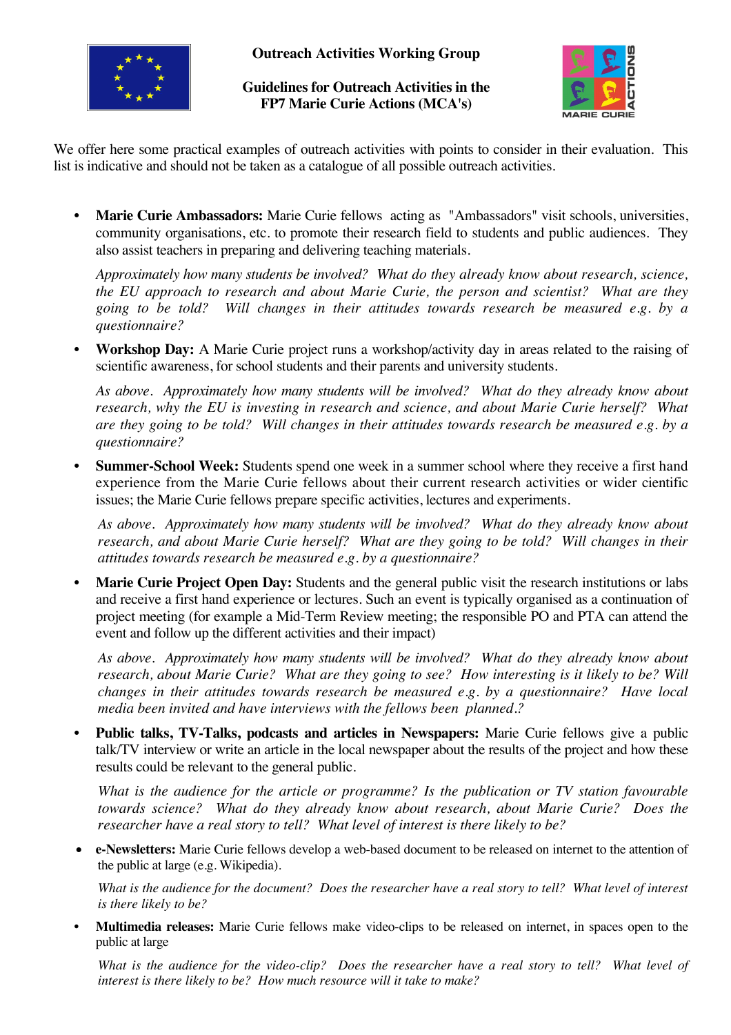**Outreach Activities Working Group**

**Guidelines for Outreach Activities in the FP7 Marie Curie Actions (MCA's)**

We offer here some practical examples of outreach activities with points to consider in their evaluation. This list is indicative and should not be taken as a catalogue of all possible outreach activities.

- **Marie Curie Ambassadors:** Marie Curie fellows acting as "Ambassadors" visit schools, universities, community organisations, etc. to promote their research field to students and public audiences. They also assist teachers in preparing and delivering teaching materials.

  *Approximately how many students be involved? What do they already know about research, science, the EU approach to research and about Marie Curie, the person and scientist? What are they going to be told? Will changes in their attitudes towards research be measured e.g. by a questionnaire?*

- **Workshop Day:** A Marie Curie project runs a workshop/activity day in areas related to the raising of scientific awareness, for school students and their parents and university students.

  *As above. Approximately how many students will be involved? What do they already know about research, why the EU is investing in research and science, and about Marie Curie herself? What are they going to be told? Will changes in their attitudes towards research be measured e.g. by a questionnaire?*

- **Summer-School Week:** Students spend one week in a summer school where they receive a first hand experience from the Marie Curie fellows about their current research activities or wider cientific issues; the Marie Curie fellows prepare specific activities, lectures and experiments.

  *As above. Approximately how many students will be involved? What do they already know about research, and about Marie Curie herself? What are they going to be told? Will changes in their attitudes towards research be measured e.g. by a questionnaire?*

- **Marie Curie Project Open Day:** Students and the general public visit the research institutions or labs and receive a first hand experience or lectures. Such an event is typically organised as a continuation of project meeting (for example a Mid-Term Review meeting; the responsible PO and PTA can attend the event and follow up the different activities and their impact)

  *As above. Approximately how many students will be involved? What do they already know about research, about Marie Curie? What are they going to see? How interesting is it likely to be? Will changes in their attitudes towards research be measured e.g. by a questionnaire? Have local media been invited and have interviews with the fellows been planned.?*

- **Public talks, TV-Talks, podcasts and articles in Newspapers:** Marie Curie fellows give a public talk/TV interview or write an article in the local newspaper about the results of the project and how these results could be relevant to the general public.

  *What is the audience for the article or programme? Is the publication or TV station favourable towards science? What do they already know about research, about Marie Curie? Does the researcher have a real story to tell? What level of interest is there likely to be?*

- **e-Newsletters:** Marie Curie fellows develop a web-based document to be released on internet to the attention of the public at large (e.g. Wikipedia).

  *What is the audience for the document? Does the researcher have a real story to tell? What level of interest is there likely to be?*

- **Multimedia releases:** Marie Curie fellows make video-clips to be released on internet, in spaces open to the public at large

  *What is the audience for the video-clip? Does the researcher have a real story to tell? What level of interest is there likely to be? How much resource will it take to make?*